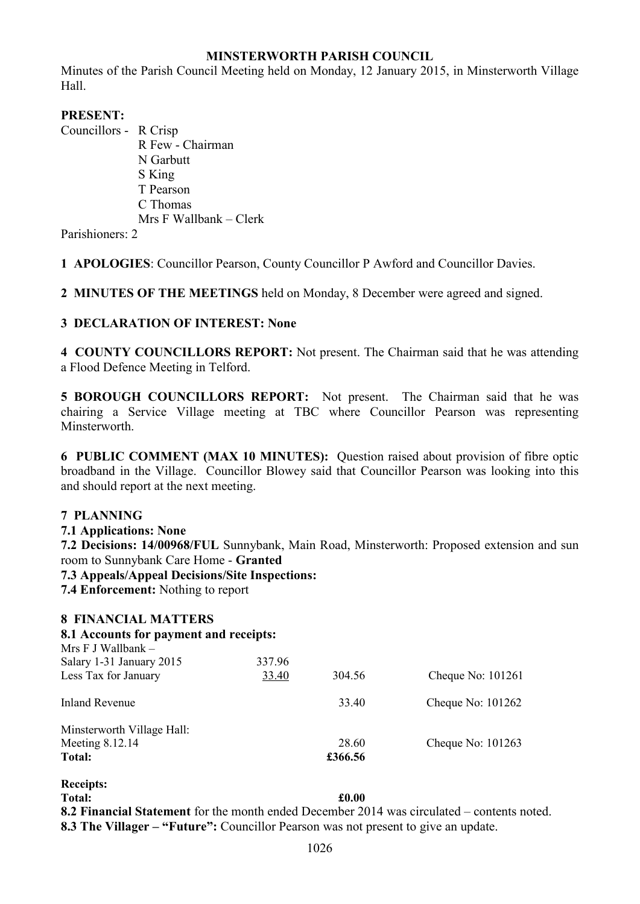**MINSTERWORTH PARISH COUNCIL**

Minutes of the Parish Council Meeting held on Monday, 12 January 2015, in Minsterworth Village Hall.

**PRESENT:**

Councillors - R Crisp
R Few - Chairman
N Garbutt
S King
T Pearson
C Thomas
Mrs F Wallbank – Clerk

Parishioners: 2

**1 APOLOGIES**: Councillor Pearson, County Councillor P Awford and Councillor Davies.

**2 MINUTES OF THE MEETINGS** held on Monday, 8 December were agreed and signed.

**3 DECLARATION OF INTEREST: None**

**4 COUNTY COUNCILLORS REPORT:** Not present. The Chairman said that he was attending a Flood Defence Meeting in Telford.

**5 BOROUGH COUNCILLORS REPORT:** Not present. The Chairman said that he was chairing a Service Village meeting at TBC where Councillor Pearson was representing Minsterworth.

**6 PUBLIC COMMENT (MAX 10 MINUTES):** Question raised about provision of fibre optic broadband in the Village. Councillor Blowey said that Councillor Pearson was looking into this and should report at the next meeting.

**7 PLANNING**

**7.1 Applications: None**

**7.2 Decisions: 14/00968/FUL** Sunnybank, Main Road, Minsterworth: Proposed extension and sun room to Sunnybank Care Home - **Granted**

**7.3 Appeals/Appeal Decisions/Site Inspections:**

**7.4 Enforcement:** Nothing to report

**8 FINANCIAL MATTERS**

**8.1 Accounts for payment and receipts:**

| | | | |
|---|---|---|---|
| Mrs F J Wallbank – | | | |
| Salary 1-31 January 2015 | 337.96 | | |
| Less Tax for January | 33.40 | 304.56 | Cheque No: 101261 |
| Inland Revenue | | 33.40 | Cheque No: 101262 |
| Minsterworth Village Hall: | | | |
| Meeting 8.12.14 | | 28.60 | Cheque No: 101263 |
| **Total:** | | **£366.56** | |

**Receipts:**

**Total:** **£0.00**

**8.2 Financial Statement** for the month ended December 2014 was circulated – contents noted.

**8.3 The Villager – "Future":** Councillor Pearson was not present to give an update.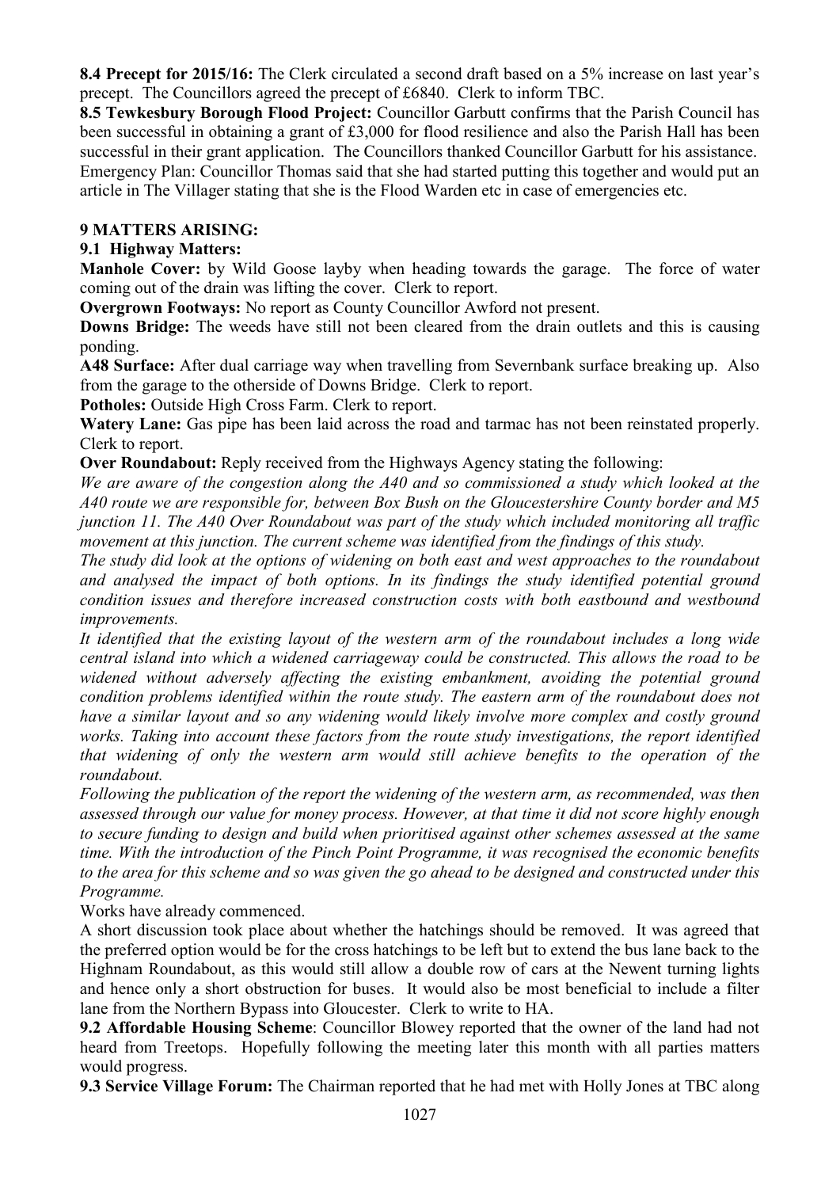**8.4 Precept for 2015/16:** The Clerk circulated a second draft based on a 5% increase on last year's precept. The Councillors agreed the precept of £6840. Clerk to inform TBC.

**8.5 Tewkesbury Borough Flood Project:** Councillor Garbutt confirms that the Parish Council has been successful in obtaining a grant of £3,000 for flood resilience and also the Parish Hall has been successful in their grant application. The Councillors thanked Councillor Garbutt for his assistance. Emergency Plan: Councillor Thomas said that she had started putting this together and would put an article in The Villager stating that she is the Flood Warden etc in case of emergencies etc.

## 9 MATTERS ARISING:

### 9.1 Highway Matters:

**Manhole Cover:** by Wild Goose layby when heading towards the garage. The force of water coming out of the drain was lifting the cover. Clerk to report.

**Overgrown Footways:** No report as County Councillor Awford not present.

**Downs Bridge:** The weeds have still not been cleared from the drain outlets and this is causing ponding.

**A48 Surface:** After dual carriage way when travelling from Severnbank surface breaking up. Also from the garage to the otherside of Downs Bridge. Clerk to report.

**Potholes:** Outside High Cross Farm. Clerk to report.

**Watery Lane:** Gas pipe has been laid across the road and tarmac has not been reinstated properly. Clerk to report.

**Over Roundabout:** Reply received from the Highways Agency stating the following:

*We are aware of the congestion along the A40 and so commissioned a study which looked at the A40 route we are responsible for, between Box Bush on the Gloucestershire County border and M5 junction 11. The A40 Over Roundabout was part of the study which included monitoring all traffic movement at this junction. The current scheme was identified from the findings of this study.*

*The study did look at the options of widening on both east and west approaches to the roundabout and analysed the impact of both options. In its findings the study identified potential ground condition issues and therefore increased construction costs with both eastbound and westbound improvements.*

*It identified that the existing layout of the western arm of the roundabout includes a long wide central island into which a widened carriageway could be constructed. This allows the road to be widened without adversely affecting the existing embankment, avoiding the potential ground condition problems identified within the route study. The eastern arm of the roundabout does not have a similar layout and so any widening would likely involve more complex and costly ground works. Taking into account these factors from the route study investigations, the report identified that widening of only the western arm would still achieve benefits to the operation of the roundabout.*

*Following the publication of the report the widening of the western arm, as recommended, was then assessed through our value for money process. However, at that time it did not score highly enough to secure funding to design and build when prioritised against other schemes assessed at the same time. With the introduction of the Pinch Point Programme, it was recognised the economic benefits to the area for this scheme and so was given the go ahead to be designed and constructed under this Programme.*

Works have already commenced.

A short discussion took place about whether the hatchings should be removed. It was agreed that the preferred option would be for the cross hatchings to be left but to extend the bus lane back to the Highnam Roundabout, as this would still allow a double row of cars at the Newent turning lights and hence only a short obstruction for buses. It would also be most beneficial to include a filter lane from the Northern Bypass into Gloucester. Clerk to write to HA.

**9.2 Affordable Housing Scheme**: Councillor Blowey reported that the owner of the land had not heard from Treetops. Hopefully following the meeting later this month with all parties matters would progress.

**9.3 Service Village Forum:** The Chairman reported that he had met with Holly Jones at TBC along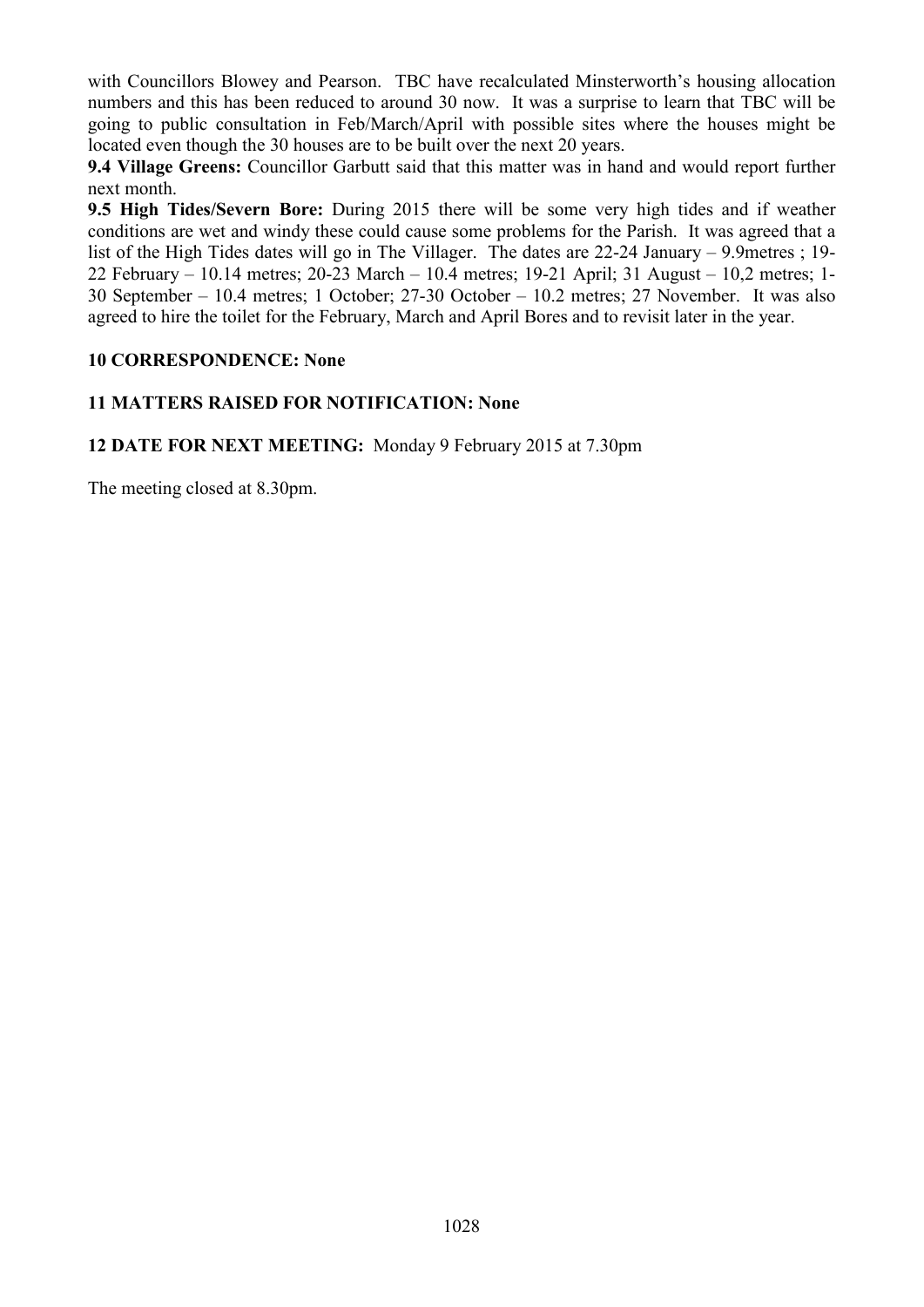with Councillors Blowey and Pearson. TBC have recalculated Minsterworth's housing allocation numbers and this has been reduced to around 30 now. It was a surprise to learn that TBC will be going to public consultation in Feb/March/April with possible sites where the houses might be located even though the 30 houses are to be built over the next 20 years.

**9.4 Village Greens:** Councillor Garbutt said that this matter was in hand and would report further next month.

**9.5 High Tides/Severn Bore:** During 2015 there will be some very high tides and if weather conditions are wet and windy these could cause some problems for the Parish. It was agreed that a list of the High Tides dates will go in The Villager. The dates are 22-24 January – 9.9metres ; 19-22 February – 10.14 metres; 20-23 March – 10.4 metres; 19-21 April; 31 August – 10,2 metres; 1-30 September – 10.4 metres; 1 October; 27-30 October – 10.2 metres; 27 November. It was also agreed to hire the toilet for the February, March and April Bores and to revisit later in the year.

**10 CORRESPONDENCE: None**

**11 MATTERS RAISED FOR NOTIFICATION: None**

**12 DATE FOR NEXT MEETING:** Monday 9 February 2015 at 7.30pm

The meeting closed at 8.30pm.